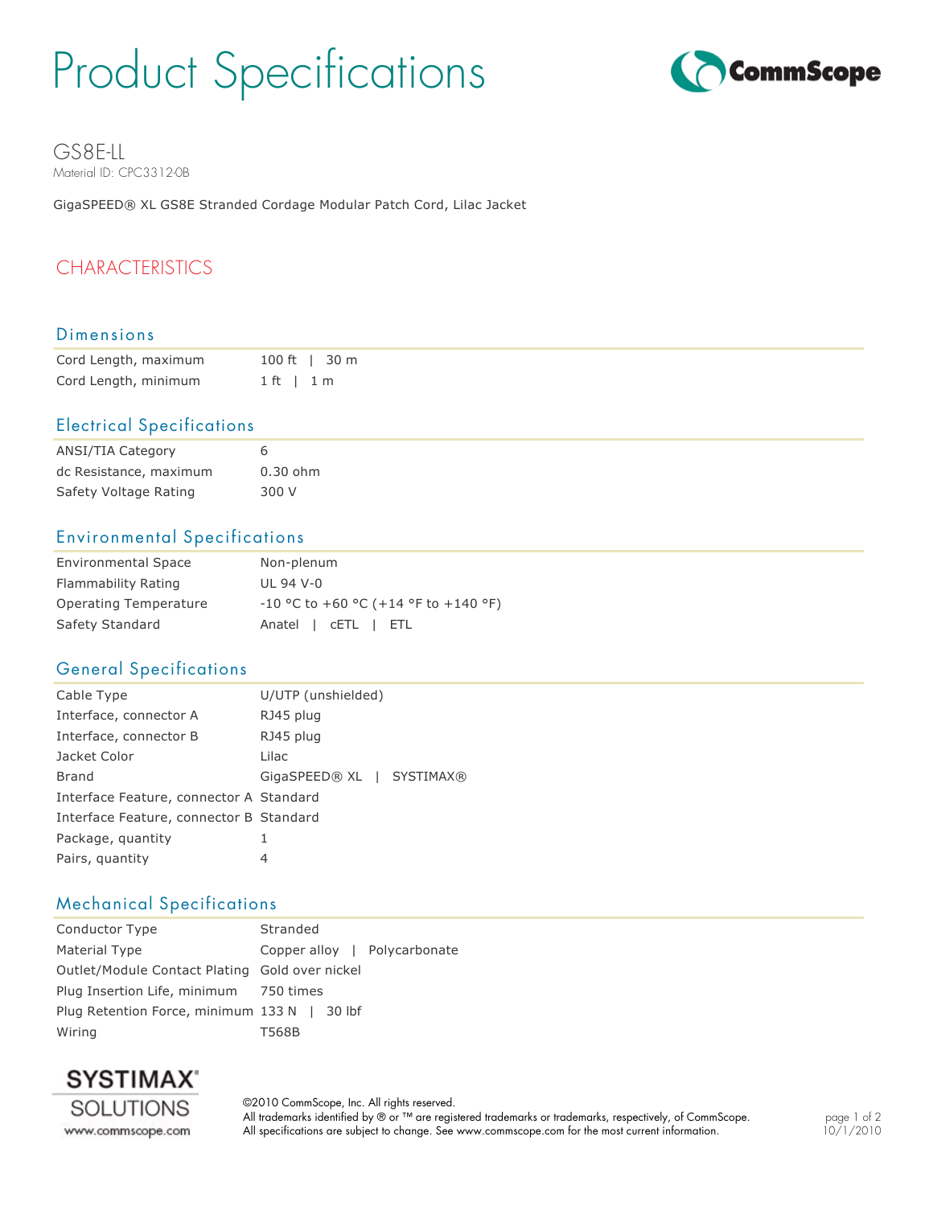# Product Specifications

## GS8E-LL

Material ID: CPC3312-0B

GigaSPEED® XL GS8E Stranded Cordage Modular Patch Cord, Lilac Jacket

## CHARACTERISTICS

### Dimensions

| | |
|---|---|
| Cord Length, maximum | 100 ft \| 30 m |
| Cord Length, minimum | 1 ft \| 1 m |

### Electrical Specifications

| | |
|---|---|
| ANSI/TIA Category | 6 |
| dc Resistance, maximum | 0.30 ohm |
| Safety Voltage Rating | 300 V |

### Environmental Specifications

| | |
|---|---|
| Environmental Space | Non-plenum |
| Flammability Rating | UL 94 V-0 |
| Operating Temperature | -10 °C to +60 °C (+14 °F to +140 °F) |
| Safety Standard | Anatel \| cETL \| ETL |

### General Specifications

| | |
|---|---|
| Cable Type | U/UTP (unshielded) |
| Interface, connector A | RJ45 plug |
| Interface, connector B | RJ45 plug |
| Jacket Color | Lilac |
| Brand | GigaSPEED® XL \| SYSTIMAX® |
| Interface Feature, connector A | Standard |
| Interface Feature, connector B | Standard |
| Package, quantity | 1 |
| Pairs, quantity | 4 |

### Mechanical Specifications

| | |
|---|---|
| Conductor Type | Stranded |
| Material Type | Copper alloy \| Polycarbonate |
| Outlet/Module Contact Plating | Gold over nickel |
| Plug Insertion Life, minimum | 750 times |
| Plug Retention Force, minimum | 133 N \| 30 lbf |
| Wiring | T568B |

SYSTIMAX® SOLUTIONS
www.commscope.com

©2010 CommScope, Inc. All rights reserved.
All trademarks identified by ® or ™ are registered trademarks or trademarks, respectively, of CommScope.
All specifications are subject to change. See www.commscope.com for the most current information.

10/1/2010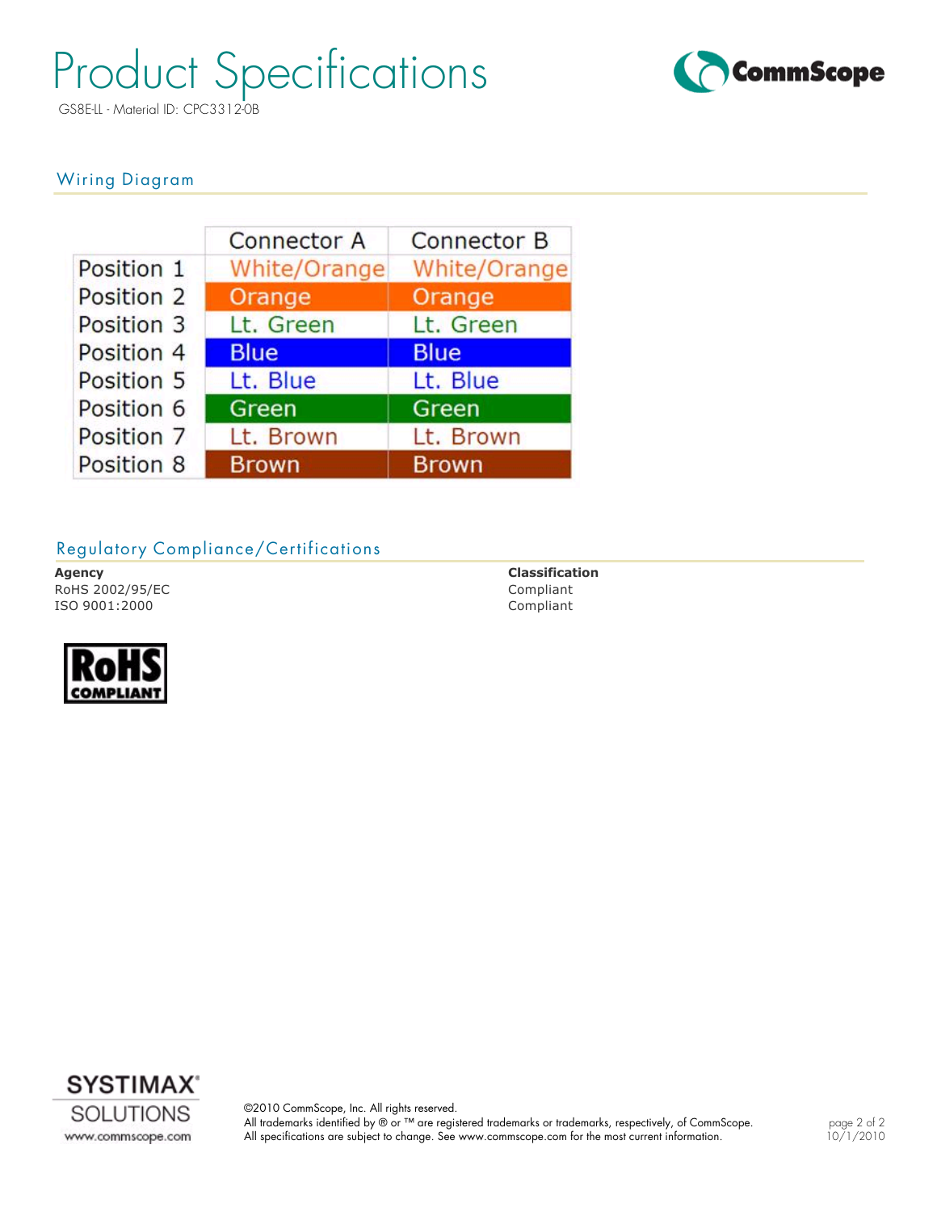# Product Specifications

GS8E-LL - Material ID: CPC3312-0B

## Wiring Diagram

| | Connector A | Connector B |
|---|---|---|
| Position 1 | White/Orange | White/Orange |
| Position 2 | Orange | Orange |
| Position 3 | Lt. Green | Lt. Green |
| Position 4 | Blue | Blue |
| Position 5 | Lt. Blue | Lt. Blue |
| Position 6 | Green | Green |
| Position 7 | Lt. Brown | Lt. Brown |
| Position 8 | Brown | Brown |

## Regulatory Compliance/Certifications

| Agency | Classification |
|---|---|
| RoHS 2002/95/EC | Compliant |
| ISO 9001:2000 | Compliant |

RoHS COMPLIANT

SYSTIMAX® SOLUTIONS
www.commscope.com

©2010 CommScope, Inc. All rights reserved.
All trademarks identified by ® or ™ are registered trademarks or trademarks, respectively, of CommScope.
All specifications are subject to change. See www.commscope.com for the most current information.

10/1/2010